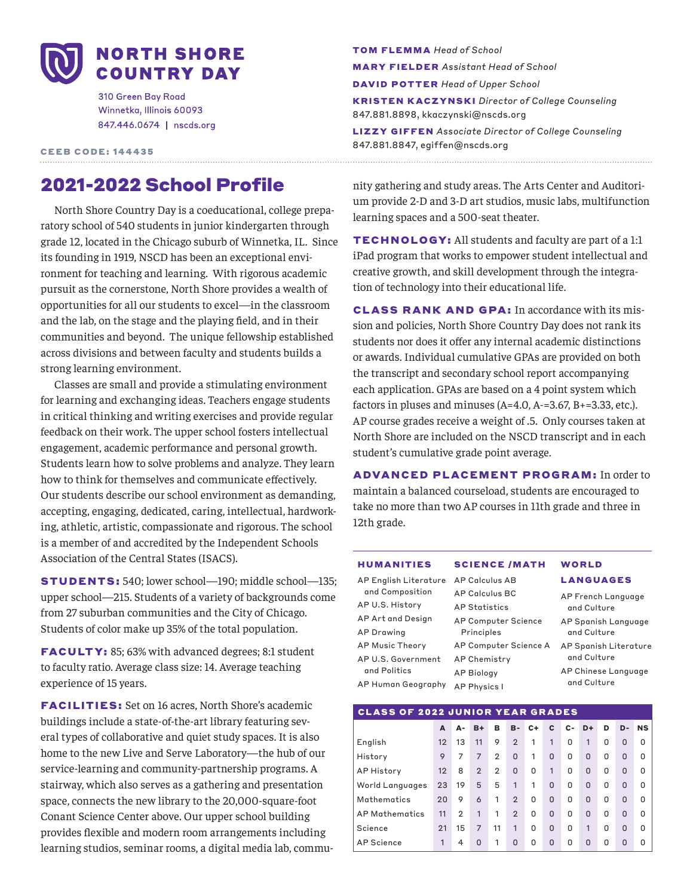# NORTH SHORE COUNTRY DAY

310 Green Bay Road
Winnetka, Illinois 60093
847.446.0674 | nscds.org

**CEEB CODE: 144435**

**TOM FLEMMA** *Head of School*
**MARY FIELDER** *Assistant Head of School*
**DAVID POTTER** *Head of Upper School*
**KRISTEN KACZYNSKI** *Director of College Counseling*
847.881.8898, kkaczynski@nscds.org
**LIZZY GIFFEN** *Associate Director of College Counseling*
847.881.8847, egiffen@nscds.org

## 2021-2022 School Profile

North Shore Country Day is a coeducational, college preparatory school of 540 students in junior kindergarten through grade 12, located in the Chicago suburb of Winnetka, IL. Since its founding in 1919, NSCD has been an exceptional environment for teaching and learning. With rigorous academic pursuit as the cornerstone, North Shore provides a wealth of opportunities for all our students to excel—in the classroom and the lab, on the stage and the playing field, and in their communities and beyond. The unique fellowship established across divisions and between faculty and students builds a strong learning environment.

Classes are small and provide a stimulating environment for learning and exchanging ideas. Teachers engage students in critical thinking and writing exercises and provide regular feedback on their work. The upper school fosters intellectual engagement, academic performance and personal growth. Students learn how to solve problems and analyze. They learn how to think for themselves and communicate effectively. Our students describe our school environment as demanding, accepting, engaging, dedicated, caring, intellectual, hardworking, athletic, artistic, compassionate and rigorous. The school is a member of and accredited by the Independent Schools Association of the Central States (ISACS).

**STUDENTS:** 540; lower school—190; middle school—135; upper school—215. Students of a variety of backgrounds come from 27 suburban communities and the City of Chicago. Students of color make up 35% of the total population.

**FACULTY:** 85; 63% with advanced degrees; 8:1 student to faculty ratio. Average class size: 14. Average teaching experience of 15 years.

**FACILITIES:** Set on 16 acres, North Shore's academic buildings include a state-of-the-art library featuring several types of collaborative and quiet study spaces. It is also home to the new Live and Serve Laboratory—the hub of our service-learning and community-partnership programs. A stairway, which also serves as a gathering and presentation space, connects the new library to the 20,000-square-foot Conant Science Center above. Our upper school building provides flexible and modern room arrangements including learning studios, seminar rooms, a digital media lab, community gathering and study areas. The Arts Center and Auditorium provide 2-D and 3-D art studios, music labs, multifunction learning spaces and a 500-seat theater.

**TECHNOLOGY:** All students and faculty are part of a 1:1 iPad program that works to empower student intellectual and creative growth, and skill development through the integration of technology into their educational life.

**CLASS RANK AND GPA:** In accordance with its mission and policies, North Shore Country Day does not rank its students nor does it offer any internal academic distinctions or awards. Individual cumulative GPAs are provided on both the transcript and secondary school report accompanying each application. GPAs are based on a 4 point system which factors in pluses and minuses (A=4.0, A-=3.67, B+=3.33, etc.). AP course grades receive a weight of .5. Only courses taken at North Shore are included on the NSCD transcript and in each student's cumulative grade point average.

**ADVANCED PLACEMENT PROGRAM:** In order to maintain a balanced courseload, students are encouraged to take no more than two AP courses in 11th grade and three in 12th grade.

| HUMANITIES | SCIENCE /MATH | WORLD LANGUAGES |
|---|---|---|
| AP English Literature and Composition | AP Calculus AB | AP French Language and Culture |
| AP U.S. History | AP Calculus BC | AP Spanish Language and Culture |
| AP Art and Design | AP Statistics | AP Spanish Literature and Culture |
| AP Drawing | AP Computer Science Principles | AP Chinese Language and Culture |
| AP Music Theory | AP Computer Science A | |
| AP U.S. Government and Politics | AP Chemistry | |
| AP Human Geography | AP Biology | |
| | AP Physics I | |

**CLASS OF 2022 JUNIOR YEAR GRADES**

| | A | A- | B+ | B | B- | C+ | C | C- | D+ | D | D- | NS |
|---|---|---|---|---|---|---|---|---|---|---|---|---|
| English | 12 | 13 | 11 | 9 | 2 | 1 | 1 | 0 | 1 | 0 | 0 | 0 |
| History | 9 | 7 | 7 | 2 | 0 | 1 | 0 | 0 | 0 | 0 | 0 | 0 |
| AP History | 12 | 8 | 2 | 2 | 0 | 0 | 1 | 0 | 0 | 0 | 0 | 0 |
| World Languages | 23 | 19 | 5 | 5 | 1 | 1 | 0 | 0 | 0 | 0 | 0 | 0 |
| Mathematics | 20 | 9 | 6 | 1 | 2 | 0 | 0 | 0 | 0 | 0 | 0 | 0 |
| AP Mathematics | 11 | 2 | 1 | 1 | 2 | 0 | 0 | 0 | 0 | 0 | 0 | 0 |
| Science | 21 | 15 | 7 | 11 | 1 | 0 | 0 | 0 | 1 | 0 | 0 | 0 |
| AP Science | 1 | 4 | 0 | 1 | 0 | 0 | 0 | 0 | 0 | 0 | 0 | 0 |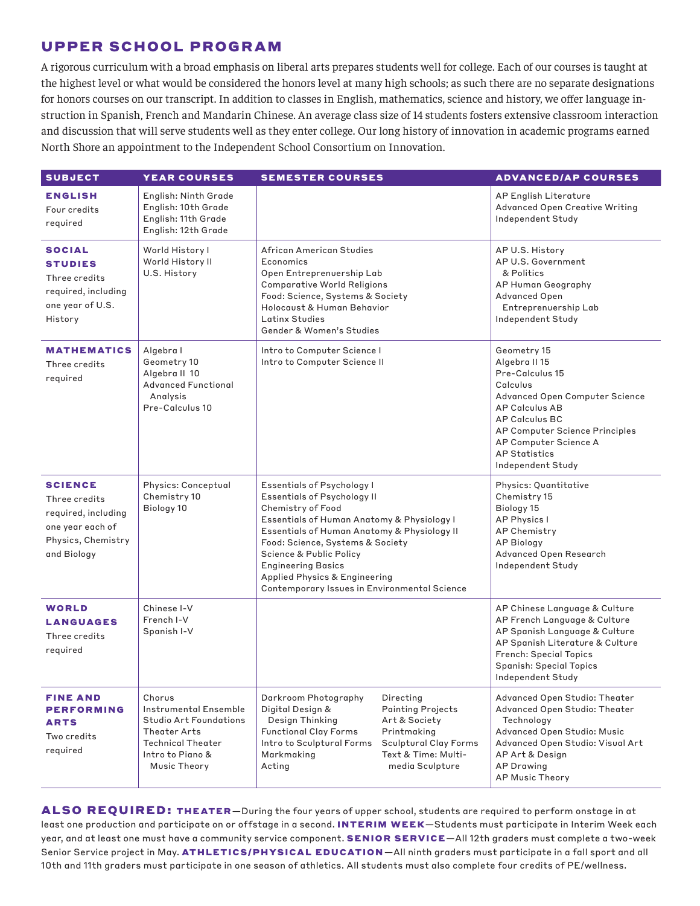## UPPER SCHOOL PROGRAM

A rigorous curriculum with a broad emphasis on liberal arts prepares students well for college. Each of our courses is taught at the highest level or what would be considered the honors level at many high schools; as such there are no separate designations for honors courses on our transcript. In addition to classes in English, mathematics, science and history, we offer language instruction in Spanish, French and Mandarin Chinese. An average class size of 14 students fosters extensive classroom interaction and discussion that will serve students well as they enter college. Our long history of innovation in academic programs earned North Shore an appointment to the Independent School Consortium on Innovation.

| SUBJECT | YEAR COURSES | SEMESTER COURSES | ADVANCED/AP COURSES |
|---|---|---|---|
| **ENGLISH**<br>Four credits required | English: Ninth Grade<br>English: 10th Grade<br>English: 11th Grade<br>English: 12th Grade | | AP English Literature<br>Advanced Open Creative Writing<br>Independent Study |
| **SOCIAL STUDIES**<br>Three credits required, including one year of U.S. History | World History I<br>World History II<br>U.S. History | African American Studies<br>Economics<br>Open Entrepreneurship Lab<br>Comparative World Religions<br>Food: Science, Systems & Society<br>Holocaust & Human Behavior<br>Latinx Studies<br>Gender & Women's Studies | AP U.S. History<br>AP U.S. Government & Politics<br>AP Human Geography<br>Advanced Open Entrepreneurship Lab<br>Independent Study |
| **MATHEMATICS**<br>Three credits required | Algebra I<br>Geometry 10<br>Algebra II 10<br>Advanced Functional Analysis<br>Pre-Calculus 10 | Intro to Computer Science I<br>Intro to Computer Science II | Geometry 15<br>Algebra II 15<br>Pre-Calculus 15<br>Calculus<br>Advanced Open Computer Science<br>AP Calculus AB<br>AP Calculus BC<br>AP Computer Science Principles<br>AP Computer Science A<br>AP Statistics<br>Independent Study |
| **SCIENCE**<br>Three credits required, including one year each of Physics, Chemistry and Biology | Physics: Conceptual<br>Chemistry 10<br>Biology 10 | Essentials of Psychology I<br>Essentials of Psychology II<br>Chemistry of Food<br>Essentials of Human Anatomy & Physiology I<br>Essentials of Human Anatomy & Physiology II<br>Food: Science, Systems & Society<br>Science & Public Policy<br>Engineering Basics<br>Applied Physics & Engineering<br>Contemporary Issues in Environmental Science | Physics: Quantitative<br>Chemistry 15<br>Biology 15<br>AP Physics I<br>AP Chemistry<br>AP Biology<br>Advanced Open Research<br>Independent Study |
| **WORLD LANGUAGES**<br>Three credits required | Chinese I-V<br>French I-V<br>Spanish I-V | | AP Chinese Language & Culture<br>AP French Language & Culture<br>AP Spanish Language & Culture<br>AP Spanish Literature & Culture<br>French: Special Topics<br>Spanish: Special Topics<br>Independent Study |
| **FINE AND PERFORMING ARTS**<br>Two credits required | Chorus<br>Instrumental Ensemble<br>Studio Art Foundations<br>Theater Arts<br>Technical Theater<br>Intro to Piano & Music Theory | Darkroom Photography<br>Digital Design & Design Thinking<br>Functional Clay Forms<br>Intro to Sculptural Forms<br>Markmaking<br>Acting<br>Directing<br>Painting Projects<br>Art & Society<br>Printmaking<br>Sculptural Clay Forms<br>Text & Time: Multi-media Sculpture | Advanced Open Studio: Theater<br>Advanced Open Studio: Theater Technology<br>Advanced Open Studio: Music<br>Advanced Open Studio: Visual Art<br>AP Art & Design<br>AP Drawing<br>AP Music Theory |

**ALSO REQUIRED: THEATER**—During the four years of upper school, students are required to perform onstage in at least one production and participate on or offstage in a second. **INTERIM WEEK**—Students must participate in Interim Week each year, and at least one must have a community service component. **SENIOR SERVICE**—All 12th graders must complete a two-week Senior Service project in May. **ATHLETICS/PHYSICAL EDUCATION**—All ninth graders must participate in a fall sport and all 10th and 11th graders must participate in one season of athletics. All students must also complete four credits of PE/wellness.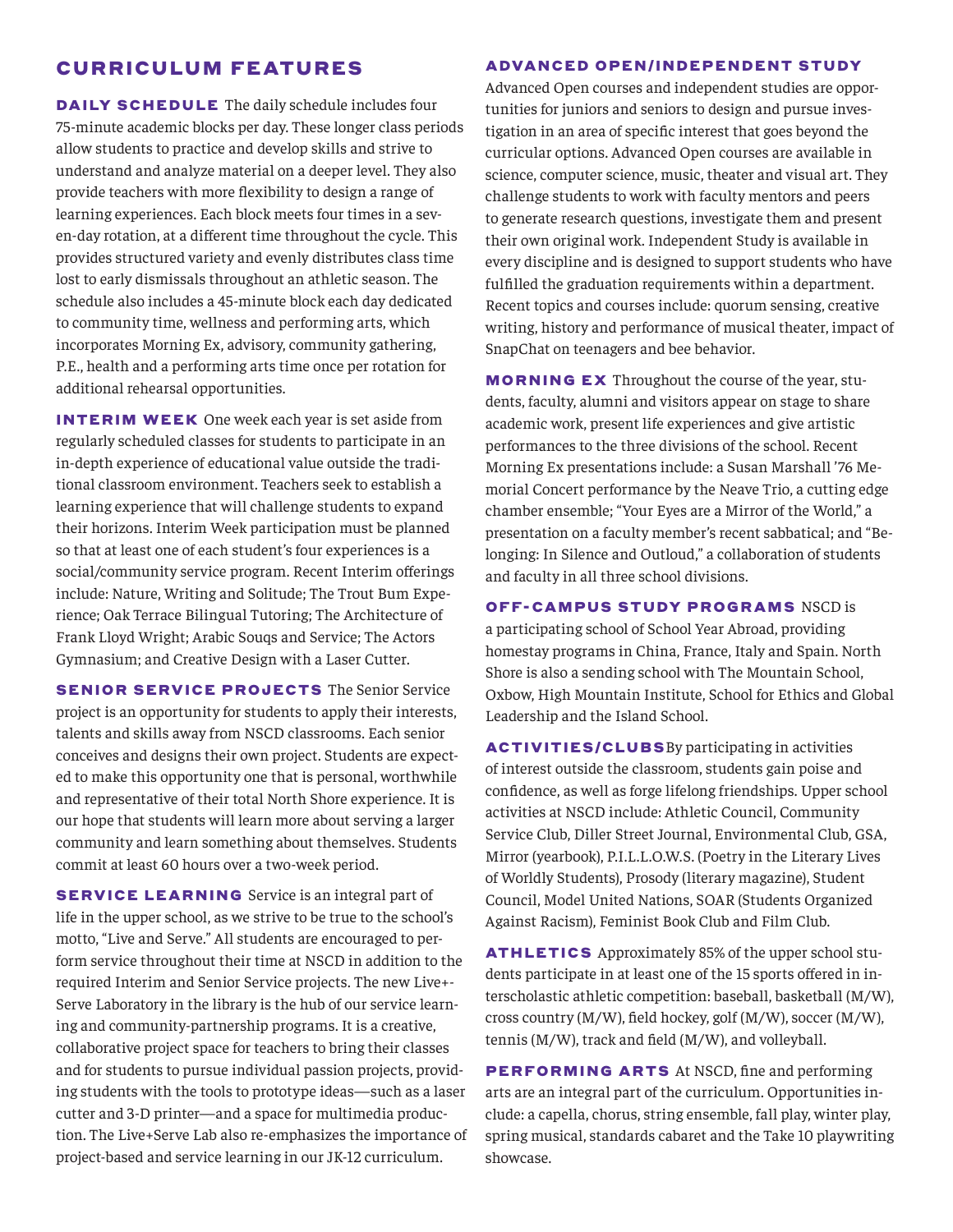# CURRICULUM FEATURES

**DAILY SCHEDULE** The daily schedule includes four 75-minute academic blocks per day. These longer class periods allow students to practice and develop skills and strive to understand and analyze material on a deeper level. They also provide teachers with more flexibility to design a range of learning experiences. Each block meets four times in a seven-day rotation, at a different time throughout the cycle. This provides structured variety and evenly distributes class time lost to early dismissals throughout an athletic season. The schedule also includes a 45-minute block each day dedicated to community time, wellness and performing arts, which incorporates Morning Ex, advisory, community gathering, P.E., health and a performing arts time once per rotation for additional rehearsal opportunities.

**INTERIM WEEK** One week each year is set aside from regularly scheduled classes for students to participate in an in-depth experience of educational value outside the traditional classroom environment. Teachers seek to establish a learning experience that will challenge students to expand their horizons. Interim Week participation must be planned so that at least one of each student's four experiences is a social/community service program. Recent Interim offerings include: Nature, Writing and Solitude; The Trout Bum Experience; Oak Terrace Bilingual Tutoring; The Architecture of Frank Lloyd Wright; Arabic Souqs and Service; The Actors Gymnasium; and Creative Design with a Laser Cutter.

**SENIOR SERVICE PROJECTS** The Senior Service project is an opportunity for students to apply their interests, talents and skills away from NSCD classrooms. Each senior conceives and designs their own project. Students are expected to make this opportunity one that is personal, worthwhile and representative of their total North Shore experience. It is our hope that students will learn more about serving a larger community and learn something about themselves. Students commit at least 60 hours over a two-week period.

**SERVICE LEARNING** Service is an integral part of life in the upper school, as we strive to be true to the school's motto, "Live and Serve." All students are encouraged to perform service throughout their time at NSCD in addition to the required Interim and Senior Service projects. The new Live+Serve Laboratory in the library is the hub of our service learning and community-partnership programs. It is a creative, collaborative project space for teachers to bring their classes and for students to pursue individual passion projects, providing students with the tools to prototype ideas—such as a laser cutter and 3-D printer—and a space for multimedia production. The Live+Serve Lab also re-emphasizes the importance of project-based and service learning in our JK-12 curriculum.

**ADVANCED OPEN/INDEPENDENT STUDY**

Advanced Open courses and independent studies are opportunities for juniors and seniors to design and pursue investigation in an area of specific interest that goes beyond the curricular options. Advanced Open courses are available in science, computer science, music, theater and visual art. They challenge students to work with faculty mentors and peers to generate research questions, investigate them and present their own original work. Independent Study is available in every discipline and is designed to support students who have fulfilled the graduation requirements within a department. Recent topics and courses include: quorum sensing, creative writing, history and performance of musical theater, impact of SnapChat on teenagers and bee behavior.

**MORNING EX** Throughout the course of the year, students, faculty, alumni and visitors appear on stage to share academic work, present life experiences and give artistic performances to the three divisions of the school. Recent Morning Ex presentations include: a Susan Marshall '76 Memorial Concert performance by the Neave Trio, a cutting edge chamber ensemble; "Your Eyes are a Mirror of the World," a presentation on a faculty member's recent sabbatical; and "Belonging: In Silence and Outloud," a collaboration of students and faculty in all three school divisions.

**OFF-CAMPUS STUDY PROGRAMS** NSCD is a participating school of School Year Abroad, providing homestay programs in China, France, Italy and Spain. North Shore is also a sending school with The Mountain School, Oxbow, High Mountain Institute, School for Ethics and Global Leadership and the Island School.

**ACTIVITIES/CLUBS** By participating in activities of interest outside the classroom, students gain poise and confidence, as well as forge lifelong friendships. Upper school activities at NSCD include: Athletic Council, Community Service Club, Diller Street Journal, Environmental Club, GSA, Mirror (yearbook), P.I.L.L.O.W.S. (Poetry in the Literary Lives of Worldly Students), Prosody (literary magazine), Student Council, Model United Nations, SOAR (Students Organized Against Racism), Feminist Book Club and Film Club.

**ATHLETICS** Approximately 85% of the upper school students participate in at least one of the 15 sports offered in interscholastic athletic competition: baseball, basketball (M/W), cross country (M/W), field hockey, golf (M/W), soccer (M/W), tennis (M/W), track and field (M/W), and volleyball.

**PERFORMING ARTS** At NSCD, fine and performing arts are an integral part of the curriculum. Opportunities include: a capella, chorus, string ensemble, fall play, winter play, spring musical, standards cabaret and the Take 10 playwriting showcase.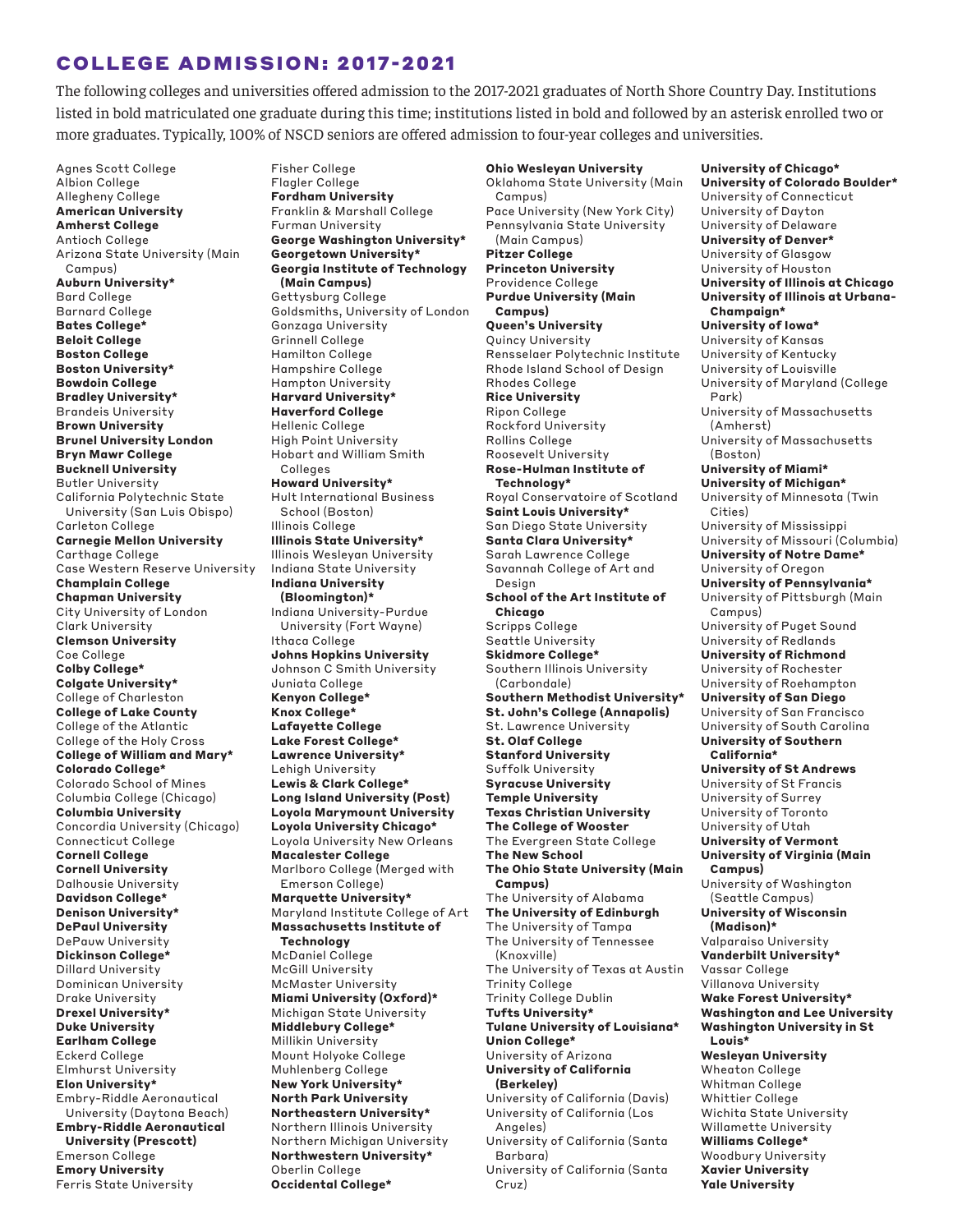# COLLEGE ADMISSION: 2017-2021

The following colleges and universities offered admission to the 2017-2021 graduates of North Shore Country Day. Institutions listed in bold matriculated one graduate during this time; institutions listed in bold and followed by an asterisk enrolled two or more graduates. Typically, 100% of NSCD seniors are offered admission to four-year colleges and universities.

Agnes Scott College
Albion College
Allegheny College
**American University**
**Amherst College**
Antioch College
Arizona State University (Main Campus)
**Auburn University***
Bard College
Barnard College
**Bates College***
**Beloit College**
**Boston College**
**Boston University***
**Bowdoin College**
**Bradley University***
Brandeis University
**Brown University**
**Brunel University London**
**Bryn Mawr College**
**Bucknell University**
Butler University
California Polytechnic State University (San Luis Obispo)
Carleton College
**Carnegie Mellon University**
Carthage College
Case Western Reserve University
**Champlain College**
**Chapman University**
City University of London
Clark University
**Clemson University**
Coe College
**Colby College***
**Colgate University***
College of Charleston
**College of Lake County**
College of the Atlantic
College of the Holy Cross
**College of William and Mary***
**Colorado College***
Colorado School of Mines
Columbia College (Chicago)
**Columbia University**
Concordia University (Chicago)
Connecticut College
**Cornell College**
**Cornell University**
Dalhousie University
**Davidson College***
**Denison University***
**DePaul University**
DePauw University
**Dickinson College***
Dillard University
Dominican University
Drake University
**Drexel University***
**Duke University**
**Earlham College**
Eckerd College
Elmhurst University
**Elon University***
Embry-Riddle Aeronautical University (Daytona Beach)
**Embry-Riddle Aeronautical University (Prescott)**
Emerson College
**Emory University**
Ferris State University
Fisher College
Flagler College
**Fordham University**
Franklin & Marshall College
Furman University
**George Washington University***
**Georgetown University***
**Georgia Institute of Technology (Main Campus)**
Gettysburg College
Goldsmiths, University of London
Gonzaga University
Grinnell College
Hamilton College
Hampshire College
Hampton University
**Harvard University***
**Haverford College**
Hellenic College
High Point University
Hobart and William Smith Colleges
**Howard University***
Hult International Business School (Boston)
Illinois College
**Illinois State University***
Illinois Wesleyan University
Indiana State University
**Indiana University (Bloomington)***
Indiana University-Purdue University (Fort Wayne)
Ithaca College
**Johns Hopkins University**
Johnson C Smith University
Juniata College
**Kenyon College***
**Knox College***
**Lafayette College**
**Lake Forest College***
**Lawrence University***
Lehigh University
**Lewis & Clark College***
**Long Island University (Post)**
**Loyola Marymount University**
**Loyola University Chicago***
Loyola University New Orleans
**Macalester College**
Marlboro College (Merged with Emerson College)
**Marquette University***
Maryland Institute College of Art
**Massachusetts Institute of Technology**
McDaniel College
McGill University
McMaster University
**Miami University (Oxford)***
Michigan State University
**Middlebury College***
Millikin University
Mount Holyoke College
Muhlenberg College
**New York University***
**North Park University**
**Northeastern University***
Northern Illinois University
Northern Michigan University
**Northwestern University***
Oberlin College
**Occidental College***
**Ohio Wesleyan University**
Oklahoma State University (Main Campus)
Pace University (New York City)
Pennsylvania State University (Main Campus)
**Pitzer College**
**Princeton University**
Providence College
**Purdue University (Main Campus)**
**Queen's University**
Quincy University
Rensselaer Polytechnic Institute
Rhode Island School of Design
Rhodes College
**Rice University**
Ripon College
Rockford University
Rollins College
Roosevelt University
**Rose-Hulman Institute of Technology***
Royal Conservatoire of Scotland
**Saint Louis University***
San Diego State University
**Santa Clara University***
Sarah Lawrence College
Savannah College of Art and Design
**School of the Art Institute of Chicago**
Scripps College
Seattle University
**Skidmore College***
Southern Illinois University (Carbondale)
**Southern Methodist University***
**St. John's College (Annapolis)**
St. Lawrence University
**St. Olaf College**
**Stanford University**
Suffolk University
**Syracuse University**
**Temple University**
**Texas Christian University**
**The College of Wooster**
The Evergreen State College
**The New School**
**The Ohio State University (Main Campus)**
The University of Alabama
**The University of Edinburgh**
The University of Tampa
The University of Tennessee (Knoxville)
The University of Texas at Austin
Trinity College
Trinity College Dublin
**Tufts University***
**Tulane University of Louisiana***
**Union College***
University of Arizona
**University of California (Berkeley)**
University of California (Davis)
University of California (Los Angeles)
University of California (Santa Barbara)
University of California (Santa Cruz)
**University of Chicago***
**University of Colorado Boulder***
University of Connecticut
University of Dayton
University of Delaware
**University of Denver***
University of Glasgow
University of Houston
**University of Illinois at Chicago**
**University of Illinois at Urbana-Champaign***
**University of Iowa***
University of Kansas
University of Kentucky
University of Louisville
University of Maryland (College Park)
University of Massachusetts (Amherst)
University of Massachusetts (Boston)
**University of Miami***
**University of Michigan***
University of Minnesota (Twin Cities)
University of Mississippi
University of Missouri (Columbia)
**University of Notre Dame***
University of Oregon
**University of Pennsylvania***
University of Pittsburgh (Main Campus)
University of Puget Sound
University of Redlands
**University of Richmond**
University of Rochester
University of Roehampton
**University of San Diego**
University of San Francisco
University of South Carolina
**University of Southern California***
**University of St Andrews**
University of St Francis
University of Surrey
University of Toronto
University of Utah
**University of Vermont**
**University of Virginia (Main Campus)**
University of Washington (Seattle Campus)
**University of Wisconsin (Madison)***
Valparaiso University
**Vanderbilt University***
Vassar College
Villanova University
**Wake Forest University***
**Washington and Lee University**
**Washington University in St Louis***
**Wesleyan University**
Wheaton College
Whitman College
Whittier College
Wichita State University
Willamette University
**Williams College***
Woodbury University
**Xavier University**
**Yale University**